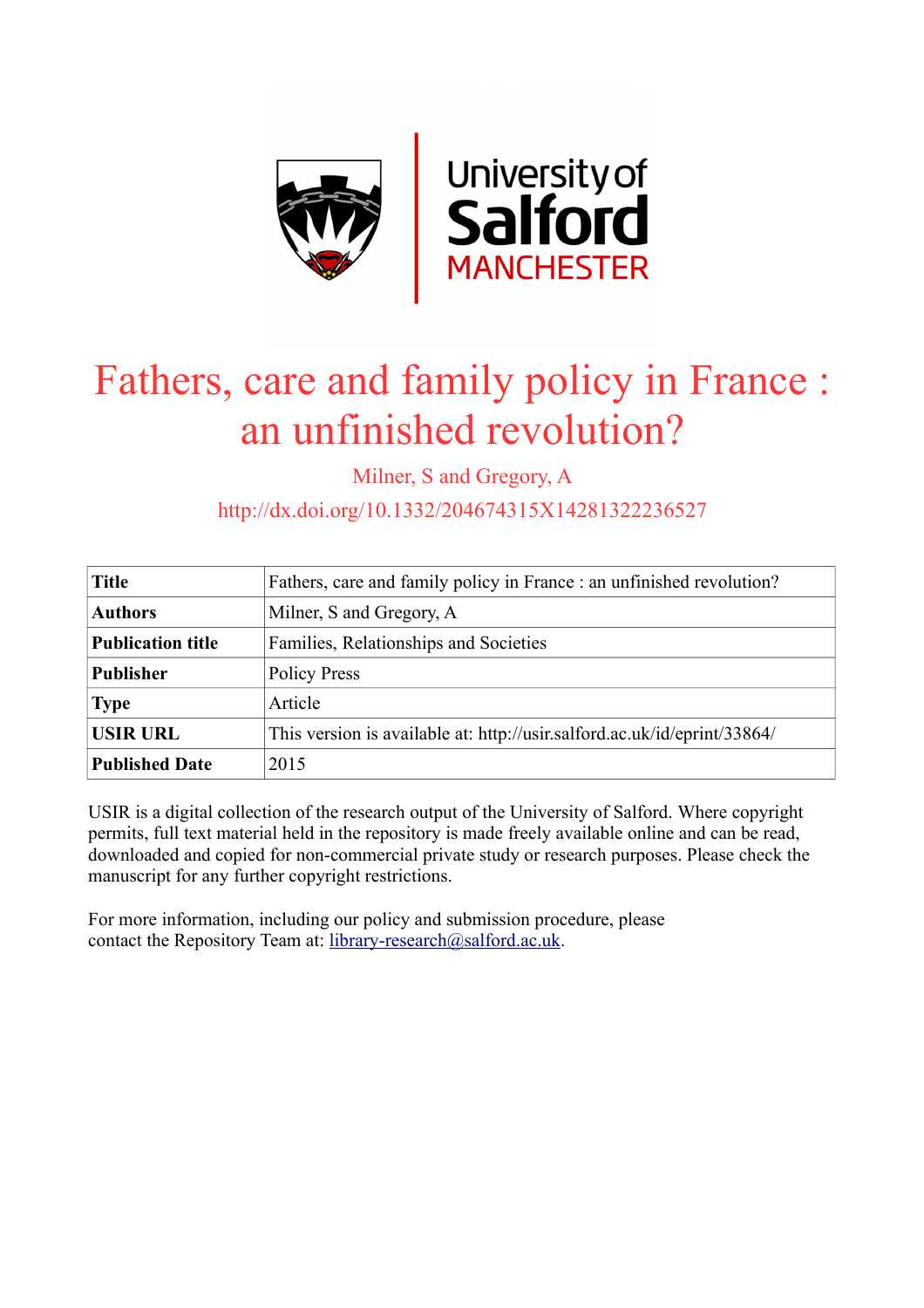# Fathers, care and family policy in France : an unfinished revolution?

Milner, S and Gregory, A

http://dx.doi.org/10.1332/204674315X14281322236527

| **Title** | Fathers, care and family policy in France : an unfinished revolution? |
|---|---|
| **Authors** | Milner, S and Gregory, A |
| **Publication title** | Families, Relationships and Societies |
| **Publisher** | Policy Press |
| **Type** | Article |
| **USIR URL** | This version is available at: http://usir.salford.ac.uk/id/eprint/33864/ |
| **Published Date** | 2015 |

USIR is a digital collection of the research output of the University of Salford. Where copyright permits, full text material held in the repository is made freely available online and can be read, downloaded and copied for non-commercial private study or research purposes. Please check the manuscript for any further copyright restrictions.

For more information, including our policy and submission procedure, please contact the Repository Team at: library-research@salford.ac.uk.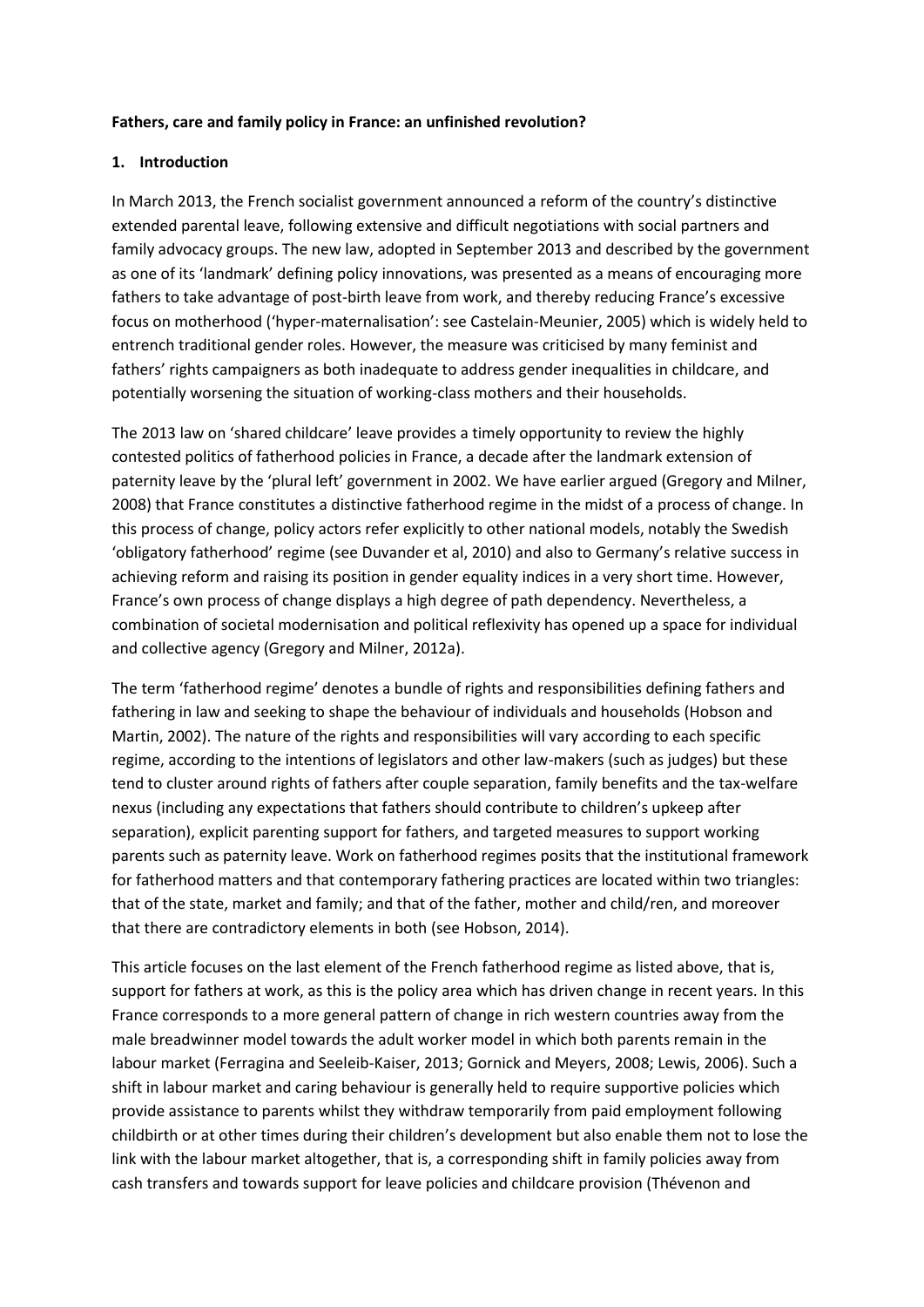**Fathers, care and family policy in France: an unfinished revolution?**

**1. Introduction**

In March 2013, the French socialist government announced a reform of the country's distinctive extended parental leave, following extensive and difficult negotiations with social partners and family advocacy groups. The new law, adopted in September 2013 and described by the government as one of its 'landmark' defining policy innovations, was presented as a means of encouraging more fathers to take advantage of post-birth leave from work, and thereby reducing France's excessive focus on motherhood ('hyper-maternalisation': see Castelain-Meunier, 2005) which is widely held to entrench traditional gender roles. However, the measure was criticised by many feminist and fathers' rights campaigners as both inadequate to address gender inequalities in childcare, and potentially worsening the situation of working-class mothers and their households.

The 2013 law on 'shared childcare' leave provides a timely opportunity to review the highly contested politics of fatherhood policies in France, a decade after the landmark extension of paternity leave by the 'plural left' government in 2002. We have earlier argued (Gregory and Milner, 2008) that France constitutes a distinctive fatherhood regime in the midst of a process of change. In this process of change, policy actors refer explicitly to other national models, notably the Swedish 'obligatory fatherhood' regime (see Duvander et al, 2010) and also to Germany's relative success in achieving reform and raising its position in gender equality indices in a very short time. However, France's own process of change displays a high degree of path dependency. Nevertheless, a combination of societal modernisation and political reflexivity has opened up a space for individual and collective agency (Gregory and Milner, 2012a).

The term 'fatherhood regime' denotes a bundle of rights and responsibilities defining fathers and fathering in law and seeking to shape the behaviour of individuals and households (Hobson and Martin, 2002). The nature of the rights and responsibilities will vary according to each specific regime, according to the intentions of legislators and other law-makers (such as judges) but these tend to cluster around rights of fathers after couple separation, family benefits and the tax-welfare nexus (including any expectations that fathers should contribute to children's upkeep after separation), explicit parenting support for fathers, and targeted measures to support working parents such as paternity leave. Work on fatherhood regimes posits that the institutional framework for fatherhood matters and that contemporary fathering practices are located within two triangles: that of the state, market and family; and that of the father, mother and child/ren, and moreover that there are contradictory elements in both (see Hobson, 2014).

This article focuses on the last element of the French fatherhood regime as listed above, that is, support for fathers at work, as this is the policy area which has driven change in recent years. In this France corresponds to a more general pattern of change in rich western countries away from the male breadwinner model towards the adult worker model in which both parents remain in the labour market (Ferragina and Seeleib-Kaiser, 2013; Gornick and Meyers, 2008; Lewis, 2006). Such a shift in labour market and caring behaviour is generally held to require supportive policies which provide assistance to parents whilst they withdraw temporarily from paid employment following childbirth or at other times during their children's development but also enable them not to lose the link with the labour market altogether, that is, a corresponding shift in family policies away from cash transfers and towards support for leave policies and childcare provision (Thévenon and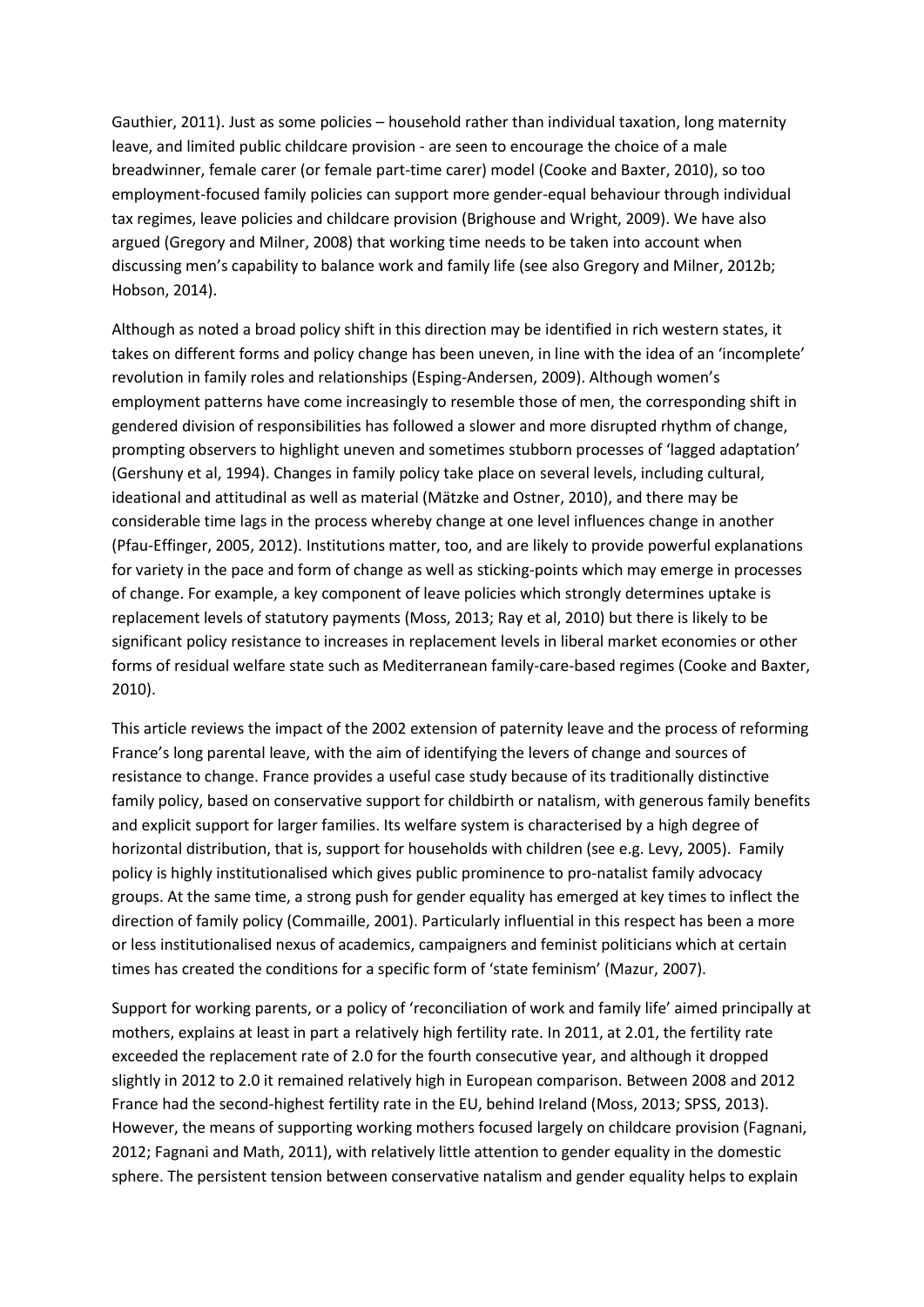Gauthier, 2011). Just as some policies – household rather than individual taxation, long maternity leave, and limited public childcare provision - are seen to encourage the choice of a male breadwinner, female carer (or female part-time carer) model (Cooke and Baxter, 2010), so too employment-focused family policies can support more gender-equal behaviour through individual tax regimes, leave policies and childcare provision (Brighouse and Wright, 2009). We have also argued (Gregory and Milner, 2008) that working time needs to be taken into account when discussing men's capability to balance work and family life (see also Gregory and Milner, 2012b; Hobson, 2014).

Although as noted a broad policy shift in this direction may be identified in rich western states, it takes on different forms and policy change has been uneven, in line with the idea of an 'incomplete' revolution in family roles and relationships (Esping-Andersen, 2009). Although women's employment patterns have come increasingly to resemble those of men, the corresponding shift in gendered division of responsibilities has followed a slower and more disrupted rhythm of change, prompting observers to highlight uneven and sometimes stubborn processes of 'lagged adaptation' (Gershuny et al, 1994). Changes in family policy take place on several levels, including cultural, ideational and attitudinal as well as material (Mätzke and Ostner, 2010), and there may be considerable time lags in the process whereby change at one level influences change in another (Pfau-Effinger, 2005, 2012). Institutions matter, too, and are likely to provide powerful explanations for variety in the pace and form of change as well as sticking-points which may emerge in processes of change. For example, a key component of leave policies which strongly determines uptake is replacement levels of statutory payments (Moss, 2013; Ray et al, 2010) but there is likely to be significant policy resistance to increases in replacement levels in liberal market economies or other forms of residual welfare state such as Mediterranean family-care-based regimes (Cooke and Baxter, 2010).

This article reviews the impact of the 2002 extension of paternity leave and the process of reforming France's long parental leave, with the aim of identifying the levers of change and sources of resistance to change. France provides a useful case study because of its traditionally distinctive family policy, based on conservative support for childbirth or natalism, with generous family benefits and explicit support for larger families. Its welfare system is characterised by a high degree of horizontal distribution, that is, support for households with children (see e.g. Levy, 2005). Family policy is highly institutionalised which gives public prominence to pro-natalist family advocacy groups. At the same time, a strong push for gender equality has emerged at key times to inflect the direction of family policy (Commaille, 2001). Particularly influential in this respect has been a more or less institutionalised nexus of academics, campaigners and feminist politicians which at certain times has created the conditions for a specific form of 'state feminism' (Mazur, 2007).

Support for working parents, or a policy of 'reconciliation of work and family life' aimed principally at mothers, explains at least in part a relatively high fertility rate. In 2011, at 2.01, the fertility rate exceeded the replacement rate of 2.0 for the fourth consecutive year, and although it dropped slightly in 2012 to 2.0 it remained relatively high in European comparison. Between 2008 and 2012 France had the second-highest fertility rate in the EU, behind Ireland (Moss, 2013; SPSS, 2013). However, the means of supporting working mothers focused largely on childcare provision (Fagnani, 2012; Fagnani and Math, 2011), with relatively little attention to gender equality in the domestic sphere. The persistent tension between conservative natalism and gender equality helps to explain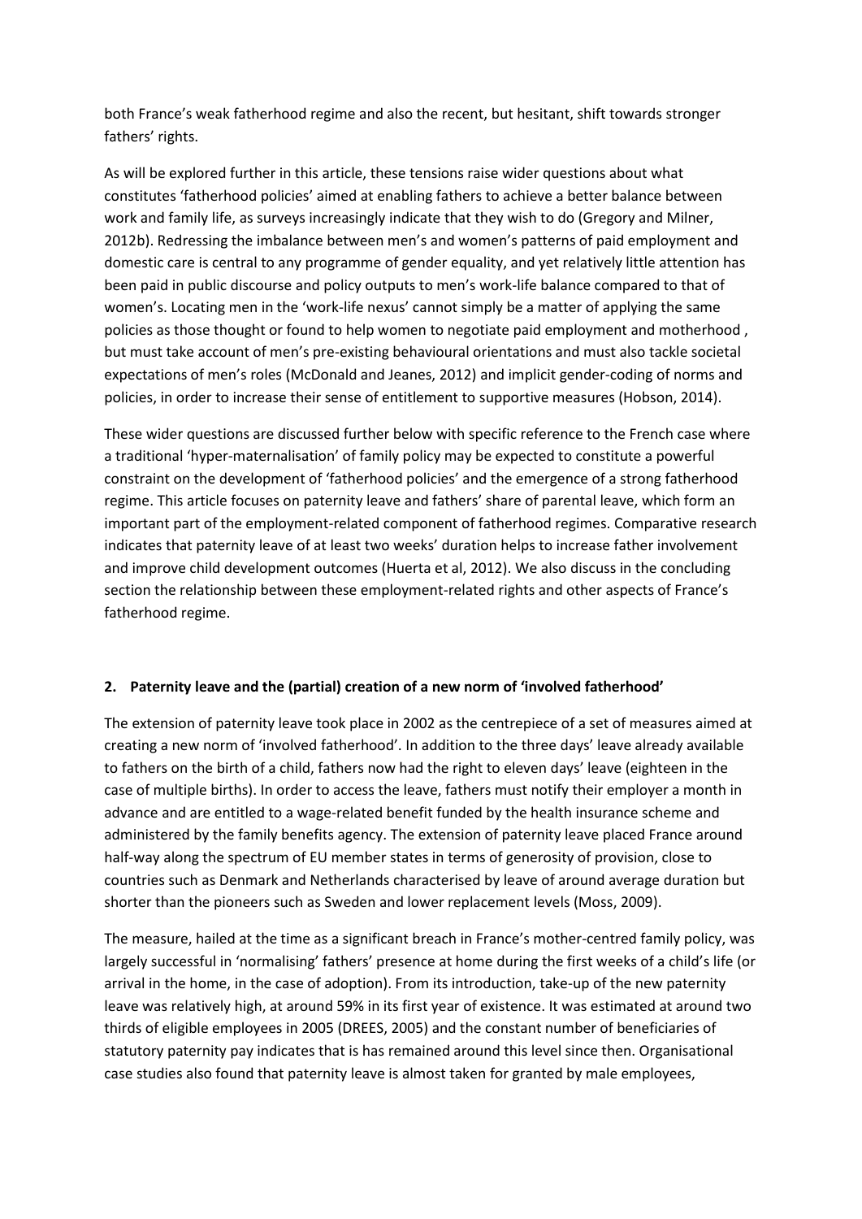both France's weak fatherhood regime and also the recent, but hesitant, shift towards stronger fathers' rights.

As will be explored further in this article, these tensions raise wider questions about what constitutes 'fatherhood policies' aimed at enabling fathers to achieve a better balance between work and family life, as surveys increasingly indicate that they wish to do (Gregory and Milner, 2012b). Redressing the imbalance between men's and women's patterns of paid employment and domestic care is central to any programme of gender equality, and yet relatively little attention has been paid in public discourse and policy outputs to men's work-life balance compared to that of women's. Locating men in the 'work-life nexus' cannot simply be a matter of applying the same policies as those thought or found to help women to negotiate paid employment and motherhood , but must take account of men's pre-existing behavioural orientations and must also tackle societal expectations of men's roles (McDonald and Jeanes, 2012) and implicit gender-coding of norms and policies, in order to increase their sense of entitlement to supportive measures (Hobson, 2014).

These wider questions are discussed further below with specific reference to the French case where a traditional 'hyper-maternalisation' of family policy may be expected to constitute a powerful constraint on the development of 'fatherhood policies' and the emergence of a strong fatherhood regime. This article focuses on paternity leave and fathers' share of parental leave, which form an important part of the employment-related component of fatherhood regimes. Comparative research indicates that paternity leave of at least two weeks' duration helps to increase father involvement and improve child development outcomes (Huerta et al, 2012). We also discuss in the concluding section the relationship between these employment-related rights and other aspects of France's fatherhood regime.

## 2. Paternity leave and the (partial) creation of a new norm of 'involved fatherhood'

The extension of paternity leave took place in 2002 as the centrepiece of a set of measures aimed at creating a new norm of 'involved fatherhood'. In addition to the three days' leave already available to fathers on the birth of a child, fathers now had the right to eleven days' leave (eighteen in the case of multiple births). In order to access the leave, fathers must notify their employer a month in advance and are entitled to a wage-related benefit funded by the health insurance scheme and administered by the family benefits agency. The extension of paternity leave placed France around half-way along the spectrum of EU member states in terms of generosity of provision, close to countries such as Denmark and Netherlands characterised by leave of around average duration but shorter than the pioneers such as Sweden and lower replacement levels (Moss, 2009).

The measure, hailed at the time as a significant breach in France's mother-centred family policy, was largely successful in 'normalising' fathers' presence at home during the first weeks of a child's life (or arrival in the home, in the case of adoption). From its introduction, take-up of the new paternity leave was relatively high, at around 59% in its first year of existence. It was estimated at around two thirds of eligible employees in 2005 (DREES, 2005) and the constant number of beneficiaries of statutory paternity pay indicates that is has remained around this level since then. Organisational case studies also found that paternity leave is almost taken for granted by male employees,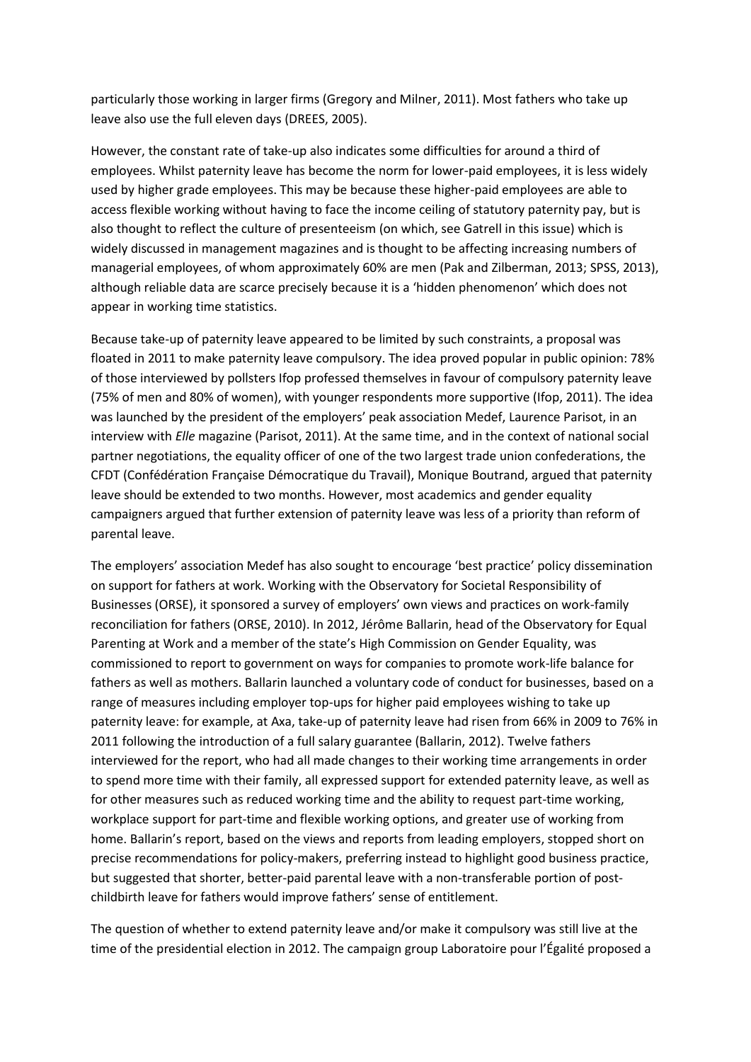particularly those working in larger firms (Gregory and Milner, 2011). Most fathers who take up leave also use the full eleven days (DREES, 2005).

However, the constant rate of take-up also indicates some difficulties for around a third of employees. Whilst paternity leave has become the norm for lower-paid employees, it is less widely used by higher grade employees. This may be because these higher-paid employees are able to access flexible working without having to face the income ceiling of statutory paternity pay, but is also thought to reflect the culture of presenteeism (on which, see Gatrell in this issue) which is widely discussed in management magazines and is thought to be affecting increasing numbers of managerial employees, of whom approximately 60% are men (Pak and Zilberman, 2013; SPSS, 2013), although reliable data are scarce precisely because it is a 'hidden phenomenon' which does not appear in working time statistics.

Because take-up of paternity leave appeared to be limited by such constraints, a proposal was floated in 2011 to make paternity leave compulsory. The idea proved popular in public opinion: 78% of those interviewed by pollsters Ifop professed themselves in favour of compulsory paternity leave (75% of men and 80% of women), with younger respondents more supportive (Ifop, 2011). The idea was launched by the president of the employers' peak association Medef, Laurence Parisot, in an interview with *Elle* magazine (Parisot, 2011). At the same time, and in the context of national social partner negotiations, the equality officer of one of the two largest trade union confederations, the CFDT (Confédération Française Démocratique du Travail), Monique Boutrand, argued that paternity leave should be extended to two months. However, most academics and gender equality campaigners argued that further extension of paternity leave was less of a priority than reform of parental leave.

The employers' association Medef has also sought to encourage 'best practice' policy dissemination on support for fathers at work. Working with the Observatory for Societal Responsibility of Businesses (ORSE), it sponsored a survey of employers' own views and practices on work-family reconciliation for fathers (ORSE, 2010). In 2012, Jérôme Ballarin, head of the Observatory for Equal Parenting at Work and a member of the state's High Commission on Gender Equality, was commissioned to report to government on ways for companies to promote work-life balance for fathers as well as mothers. Ballarin launched a voluntary code of conduct for businesses, based on a range of measures including employer top-ups for higher paid employees wishing to take up paternity leave: for example, at Axa, take-up of paternity leave had risen from 66% in 2009 to 76% in 2011 following the introduction of a full salary guarantee (Ballarin, 2012). Twelve fathers interviewed for the report, who had all made changes to their working time arrangements in order to spend more time with their family, all expressed support for extended paternity leave, as well as for other measures such as reduced working time and the ability to request part-time working, workplace support for part-time and flexible working options, and greater use of working from home. Ballarin's report, based on the views and reports from leading employers, stopped short on precise recommendations for policy-makers, preferring instead to highlight good business practice, but suggested that shorter, better-paid parental leave with a non-transferable portion of post-childbirth leave for fathers would improve fathers' sense of entitlement.

The question of whether to extend paternity leave and/or make it compulsory was still live at the time of the presidential election in 2012. The campaign group Laboratoire pour l'Égalité proposed a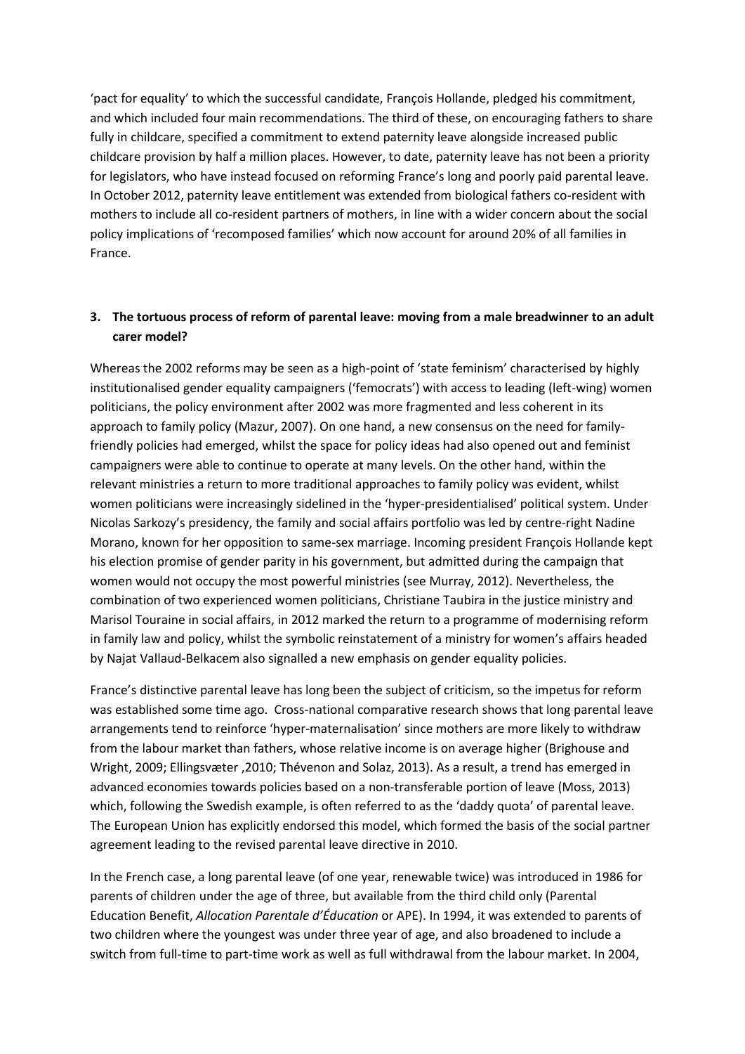'pact for equality' to which the successful candidate, François Hollande, pledged his commitment, and which included four main recommendations. The third of these, on encouraging fathers to share fully in childcare, specified a commitment to extend paternity leave alongside increased public childcare provision by half a million places. However, to date, paternity leave has not been a priority for legislators, who have instead focused on reforming France's long and poorly paid parental leave. In October 2012, paternity leave entitlement was extended from biological fathers co-resident with mothers to include all co-resident partners of mothers, in line with a wider concern about the social policy implications of 'recomposed families' which now account for around 20% of all families in France.

## 3. The tortuous process of reform of parental leave: moving from a male breadwinner to an adult carer model?

Whereas the 2002 reforms may be seen as a high-point of 'state feminism' characterised by highly institutionalised gender equality campaigners ('femocrats') with access to leading (left-wing) women politicians, the policy environment after 2002 was more fragmented and less coherent in its approach to family policy (Mazur, 2007). On one hand, a new consensus on the need for family-friendly policies had emerged, whilst the space for policy ideas had also opened out and feminist campaigners were able to continue to operate at many levels. On the other hand, within the relevant ministries a return to more traditional approaches to family policy was evident, whilst women politicians were increasingly sidelined in the 'hyper-presidentialised' political system. Under Nicolas Sarkozy's presidency, the family and social affairs portfolio was led by centre-right Nadine Morano, known for her opposition to same-sex marriage. Incoming president François Hollande kept his election promise of gender parity in his government, but admitted during the campaign that women would not occupy the most powerful ministries (see Murray, 2012). Nevertheless, the combination of two experienced women politicians, Christiane Taubira in the justice ministry and Marisol Touraine in social affairs, in 2012 marked the return to a programme of modernising reform in family law and policy, whilst the symbolic reinstatement of a ministry for women's affairs headed by Najat Vallaud-Belkacem also signalled a new emphasis on gender equality policies.

France's distinctive parental leave has long been the subject of criticism, so the impetus for reform was established some time ago. Cross-national comparative research shows that long parental leave arrangements tend to reinforce 'hyper-maternalisation' since mothers are more likely to withdraw from the labour market than fathers, whose relative income is on average higher (Brighouse and Wright, 2009; Ellingsvæter ,2010; Thévenon and Solaz, 2013). As a result, a trend has emerged in advanced economies towards policies based on a non-transferable portion of leave (Moss, 2013) which, following the Swedish example, is often referred to as the 'daddy quota' of parental leave. The European Union has explicitly endorsed this model, which formed the basis of the social partner agreement leading to the revised parental leave directive in 2010.

In the French case, a long parental leave (of one year, renewable twice) was introduced in 1986 for parents of children under the age of three, but available from the third child only (Parental Education Benefit, *Allocation Parentale d'Éducation* or APE). In 1994, it was extended to parents of two children where the youngest was under three year of age, and also broadened to include a switch from full-time to part-time work as well as full withdrawal from the labour market. In 2004,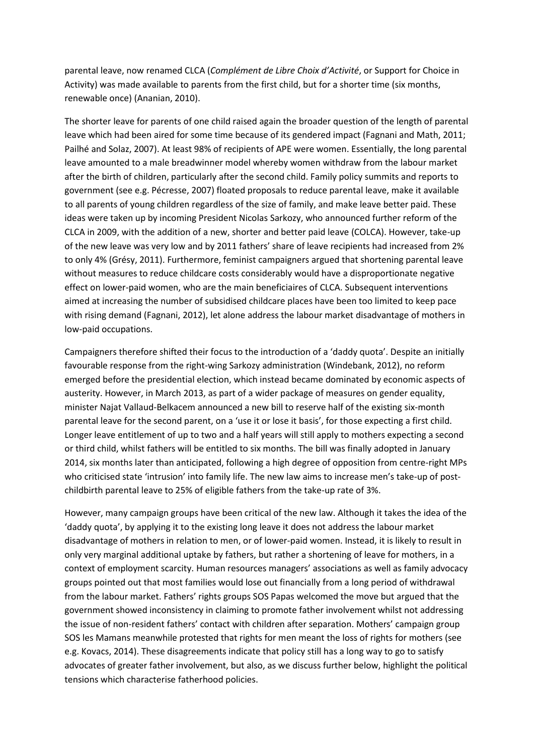parental leave, now renamed CLCA (*Complément de Libre Choix d'Activité*, or Support for Choice in Activity) was made available to parents from the first child, but for a shorter time (six months, renewable once) (Ananian, 2010).

The shorter leave for parents of one child raised again the broader question of the length of parental leave which had been aired for some time because of its gendered impact (Fagnani and Math, 2011; Pailhé and Solaz, 2007). At least 98% of recipients of APE were women. Essentially, the long parental leave amounted to a male breadwinner model whereby women withdraw from the labour market after the birth of children, particularly after the second child. Family policy summits and reports to government (see e.g. Pécresse, 2007) floated proposals to reduce parental leave, make it available to all parents of young children regardless of the size of family, and make leave better paid. These ideas were taken up by incoming President Nicolas Sarkozy, who announced further reform of the CLCA in 2009, with the addition of a new, shorter and better paid leave (COLCA). However, take-up of the new leave was very low and by 2011 fathers' share of leave recipients had increased from 2% to only 4% (Grésy, 2011). Furthermore, feminist campaigners argued that shortening parental leave without measures to reduce childcare costs considerably would have a disproportionate negative effect on lower-paid women, who are the main beneficiaires of CLCA. Subsequent interventions aimed at increasing the number of subsidised childcare places have been too limited to keep pace with rising demand (Fagnani, 2012), let alone address the labour market disadvantage of mothers in low-paid occupations.

Campaigners therefore shifted their focus to the introduction of a 'daddy quota'. Despite an initially favourable response from the right-wing Sarkozy administration (Windebank, 2012), no reform emerged before the presidential election, which instead became dominated by economic aspects of austerity. However, in March 2013, as part of a wider package of measures on gender equality, minister Najat Vallaud-Belkacem announced a new bill to reserve half of the existing six-month parental leave for the second parent, on a 'use it or lose it basis', for those expecting a first child. Longer leave entitlement of up to two and a half years will still apply to mothers expecting a second or third child, whilst fathers will be entitled to six months. The bill was finally adopted in January 2014, six months later than anticipated, following a high degree of opposition from centre-right MPs who criticised state 'intrusion' into family life. The new law aims to increase men's take-up of post-childbirth parental leave to 25% of eligible fathers from the take-up rate of 3%.

However, many campaign groups have been critical of the new law. Although it takes the idea of the 'daddy quota', by applying it to the existing long leave it does not address the labour market disadvantage of mothers in relation to men, or of lower-paid women. Instead, it is likely to result in only very marginal additional uptake by fathers, but rather a shortening of leave for mothers, in a context of employment scarcity. Human resources managers' associations as well as family advocacy groups pointed out that most families would lose out financially from a long period of withdrawal from the labour market. Fathers' rights groups SOS Papas welcomed the move but argued that the government showed inconsistency in claiming to promote father involvement whilst not addressing the issue of non-resident fathers' contact with children after separation. Mothers' campaign group SOS les Mamans meanwhile protested that rights for men meant the loss of rights for mothers (see e.g. Kovacs, 2014). These disagreements indicate that policy still has a long way to go to satisfy advocates of greater father involvement, but also, as we discuss further below, highlight the political tensions which characterise fatherhood policies.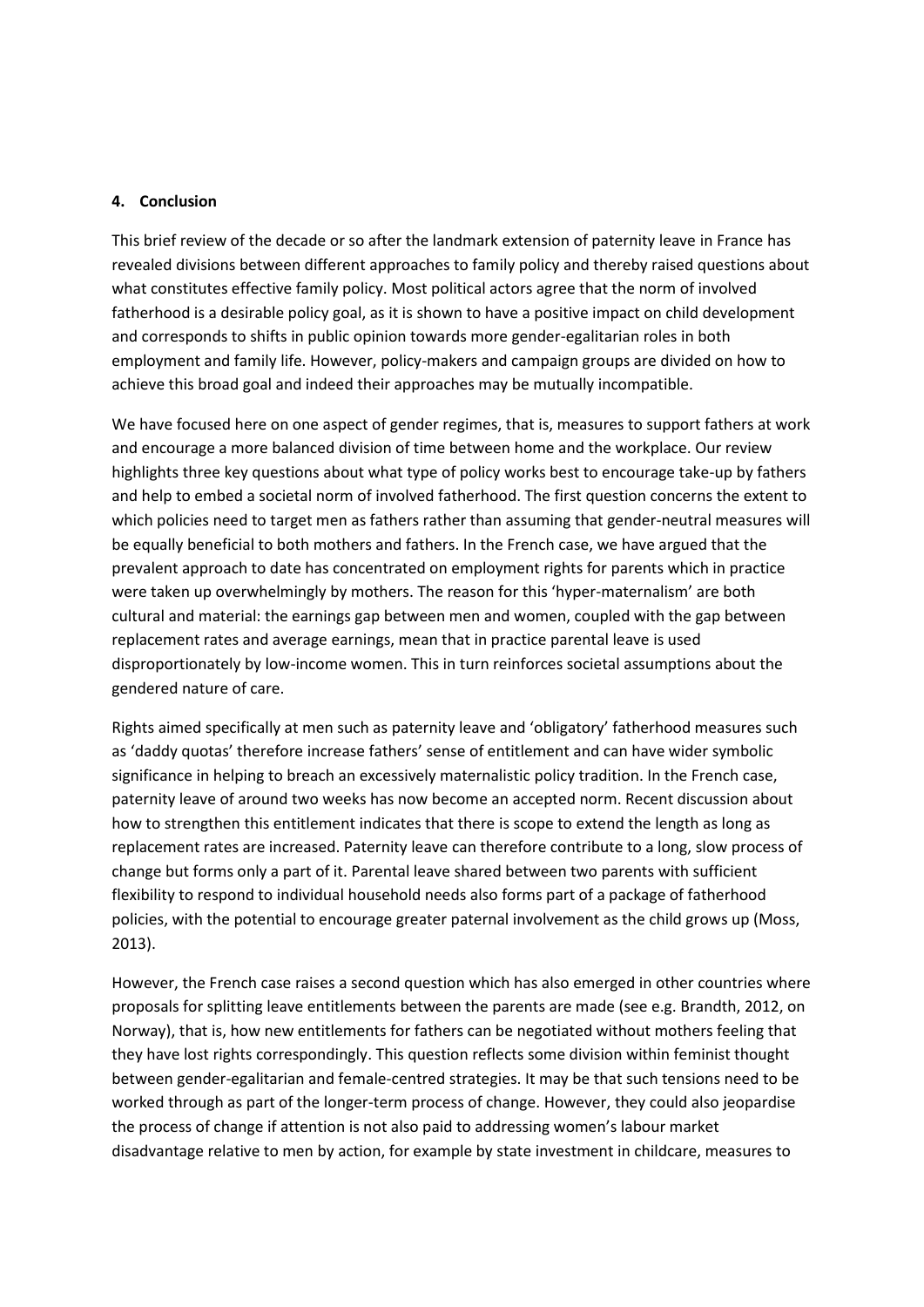## 4. Conclusion

This brief review of the decade or so after the landmark extension of paternity leave in France has revealed divisions between different approaches to family policy and thereby raised questions about what constitutes effective family policy. Most political actors agree that the norm of involved fatherhood is a desirable policy goal, as it is shown to have a positive impact on child development and corresponds to shifts in public opinion towards more gender-egalitarian roles in both employment and family life. However, policy-makers and campaign groups are divided on how to achieve this broad goal and indeed their approaches may be mutually incompatible.

We have focused here on one aspect of gender regimes, that is, measures to support fathers at work and encourage a more balanced division of time between home and the workplace. Our review highlights three key questions about what type of policy works best to encourage take-up by fathers and help to embed a societal norm of involved fatherhood. The first question concerns the extent to which policies need to target men as fathers rather than assuming that gender-neutral measures will be equally beneficial to both mothers and fathers. In the French case, we have argued that the prevalent approach to date has concentrated on employment rights for parents which in practice were taken up overwhelmingly by mothers. The reason for this 'hyper-maternalism' are both cultural and material: the earnings gap between men and women, coupled with the gap between replacement rates and average earnings, mean that in practice parental leave is used disproportionately by low-income women. This in turn reinforces societal assumptions about the gendered nature of care.

Rights aimed specifically at men such as paternity leave and 'obligatory' fatherhood measures such as 'daddy quotas' therefore increase fathers' sense of entitlement and can have wider symbolic significance in helping to breach an excessively maternalistic policy tradition. In the French case, paternity leave of around two weeks has now become an accepted norm. Recent discussion about how to strengthen this entitlement indicates that there is scope to extend the length as long as replacement rates are increased. Paternity leave can therefore contribute to a long, slow process of change but forms only a part of it. Parental leave shared between two parents with sufficient flexibility to respond to individual household needs also forms part of a package of fatherhood policies, with the potential to encourage greater paternal involvement as the child grows up (Moss, 2013).

However, the French case raises a second question which has also emerged in other countries where proposals for splitting leave entitlements between the parents are made (see e.g. Brandth, 2012, on Norway), that is, how new entitlements for fathers can be negotiated without mothers feeling that they have lost rights correspondingly. This question reflects some division within feminist thought between gender-egalitarian and female-centred strategies. It may be that such tensions need to be worked through as part of the longer-term process of change. However, they could also jeopardise the process of change if attention is not also paid to addressing women's labour market disadvantage relative to men by action, for example by state investment in childcare, measures to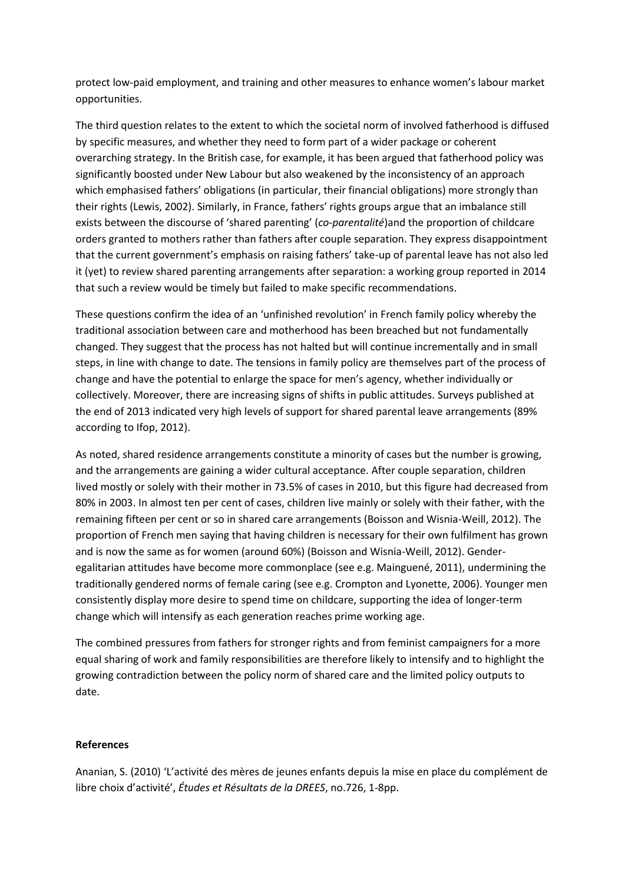protect low-paid employment, and training and other measures to enhance women's labour market opportunities.

The third question relates to the extent to which the societal norm of involved fatherhood is diffused by specific measures, and whether they need to form part of a wider package or coherent overarching strategy. In the British case, for example, it has been argued that fatherhood policy was significantly boosted under New Labour but also weakened by the inconsistency of an approach which emphasised fathers' obligations (in particular, their financial obligations) more strongly than their rights (Lewis, 2002). Similarly, in France, fathers' rights groups argue that an imbalance still exists between the discourse of 'shared parenting' (*co-parentalité*)and the proportion of childcare orders granted to mothers rather than fathers after couple separation. They express disappointment that the current government's emphasis on raising fathers' take-up of parental leave has not also led it (yet) to review shared parenting arrangements after separation: a working group reported in 2014 that such a review would be timely but failed to make specific recommendations.

These questions confirm the idea of an 'unfinished revolution' in French family policy whereby the traditional association between care and motherhood has been breached but not fundamentally changed. They suggest that the process has not halted but will continue incrementally and in small steps, in line with change to date. The tensions in family policy are themselves part of the process of change and have the potential to enlarge the space for men's agency, whether individually or collectively. Moreover, there are increasing signs of shifts in public attitudes. Surveys published at the end of 2013 indicated very high levels of support for shared parental leave arrangements (89% according to Ifop, 2012).

As noted, shared residence arrangements constitute a minority of cases but the number is growing, and the arrangements are gaining a wider cultural acceptance. After couple separation, children lived mostly or solely with their mother in 73.5% of cases in 2010, but this figure had decreased from 80% in 2003. In almost ten per cent of cases, children live mainly or solely with their father, with the remaining fifteen per cent or so in shared care arrangements (Boisson and Wisnia-Weill, 2012). The proportion of French men saying that having children is necessary for their own fulfilment has grown and is now the same as for women (around 60%) (Boisson and Wisnia-Weill, 2012). Gender-egalitarian attitudes have become more commonplace (see e.g. Mainguené, 2011), undermining the traditionally gendered norms of female caring (see e.g. Crompton and Lyonette, 2006). Younger men consistently display more desire to spend time on childcare, supporting the idea of longer-term change which will intensify as each generation reaches prime working age.

The combined pressures from fathers for stronger rights and from feminist campaigners for a more equal sharing of work and family responsibilities are therefore likely to intensify and to highlight the growing contradiction between the policy norm of shared care and the limited policy outputs to date.

**References**

Ananian, S. (2010) 'L'activité des mères de jeunes enfants depuis la mise en place du complément de libre choix d'activité', *Études et Résultats de la DREES*, no.726, 1-8pp.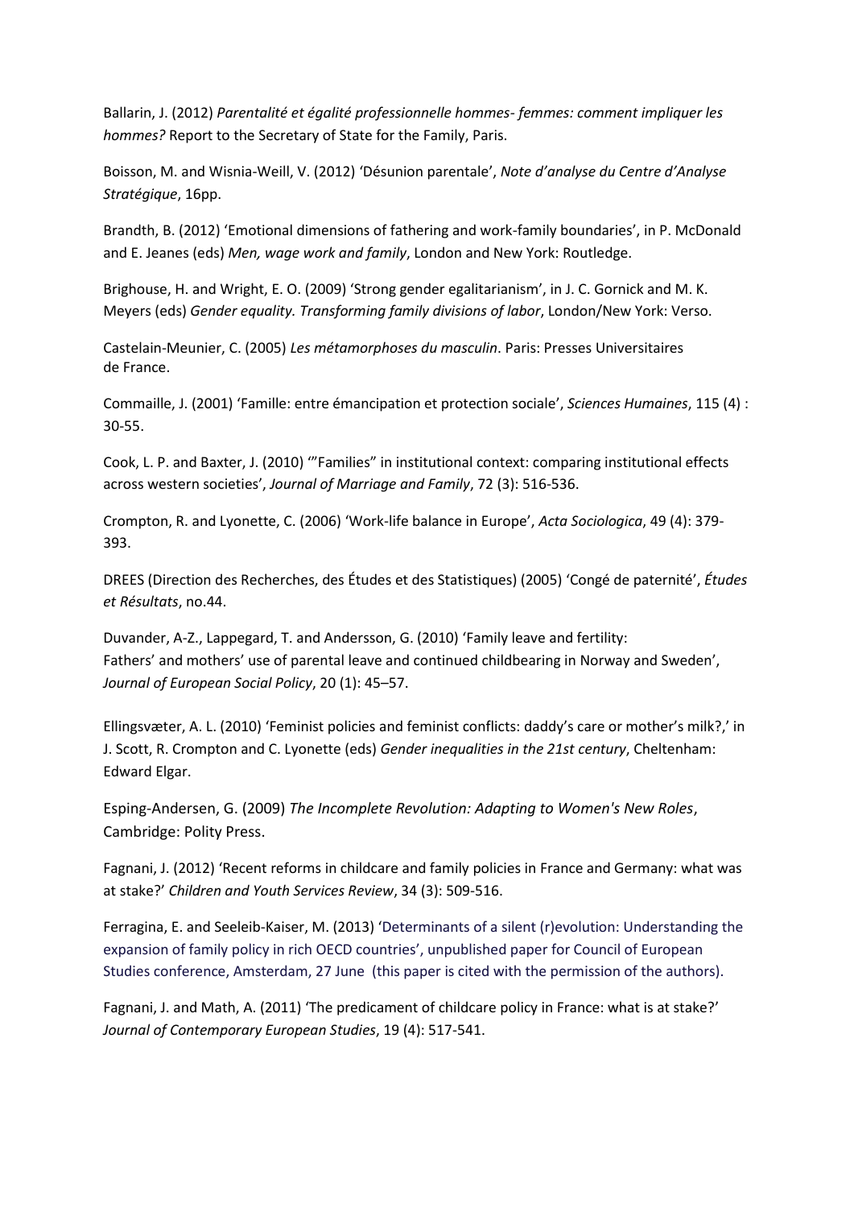Ballarin, J. (2012) *Parentalité et égalité professionnelle hommes- femmes: comment impliquer les hommes?* Report to the Secretary of State for the Family, Paris.

Boisson, M. and Wisnia-Weill, V. (2012) 'Désunion parentale', *Note d'analyse du Centre d'Analyse Stratégique*, 16pp.

Brandth, B. (2012) 'Emotional dimensions of fathering and work-family boundaries', in P. McDonald and E. Jeanes (eds) *Men, wage work and family*, London and New York: Routledge.

Brighouse, H. and Wright, E. O. (2009) 'Strong gender egalitarianism', in J. C. Gornick and M. K. Meyers (eds) *Gender equality. Transforming family divisions of labor*, London/New York: Verso.

Castelain-Meunier, C. (2005) *Les métamorphoses du masculin*. Paris: Presses Universitaires de France.

Commaille, J. (2001) 'Famille: entre émancipation et protection sociale', *Sciences Humaines*, 115 (4) : 30-55.

Cook, L. P. and Baxter, J. (2010) '"Families" in institutional context: comparing institutional effects across western societies', *Journal of Marriage and Family*, 72 (3): 516-536.

Crompton, R. and Lyonette, C. (2006) 'Work-life balance in Europe', *Acta Sociologica*, 49 (4): 379-393.

DREES (Direction des Recherches, des Études et des Statistiques) (2005) 'Congé de paternité', *Études et Résultats*, no.44.

Duvander, A-Z., Lappegard, T. and Andersson, G. (2010) 'Family leave and fertility: Fathers' and mothers' use of parental leave and continued childbearing in Norway and Sweden', *Journal of European Social Policy*, 20 (1): 45–57.

Ellingsvæter, A. L. (2010) 'Feminist policies and feminist conflicts: daddy's care or mother's milk?,' in J. Scott, R. Crompton and C. Lyonette (eds) *Gender inequalities in the 21st century*, Cheltenham: Edward Elgar.

Esping-Andersen, G. (2009) *The Incomplete Revolution: Adapting to Women's New Roles*, Cambridge: Polity Press.

Fagnani, J. (2012) 'Recent reforms in childcare and family policies in France and Germany: what was at stake?' *Children and Youth Services Review*, 34 (3): 509-516.

Ferragina, E. and Seeleib-Kaiser, M. (2013) 'Determinants of a silent (r)evolution: Understanding the expansion of family policy in rich OECD countries', unpublished paper for Council of European Studies conference, Amsterdam, 27 June (this paper is cited with the permission of the authors).

Fagnani, J. and Math, A. (2011) 'The predicament of childcare policy in France: what is at stake?' *Journal of Contemporary European Studies*, 19 (4): 517-541.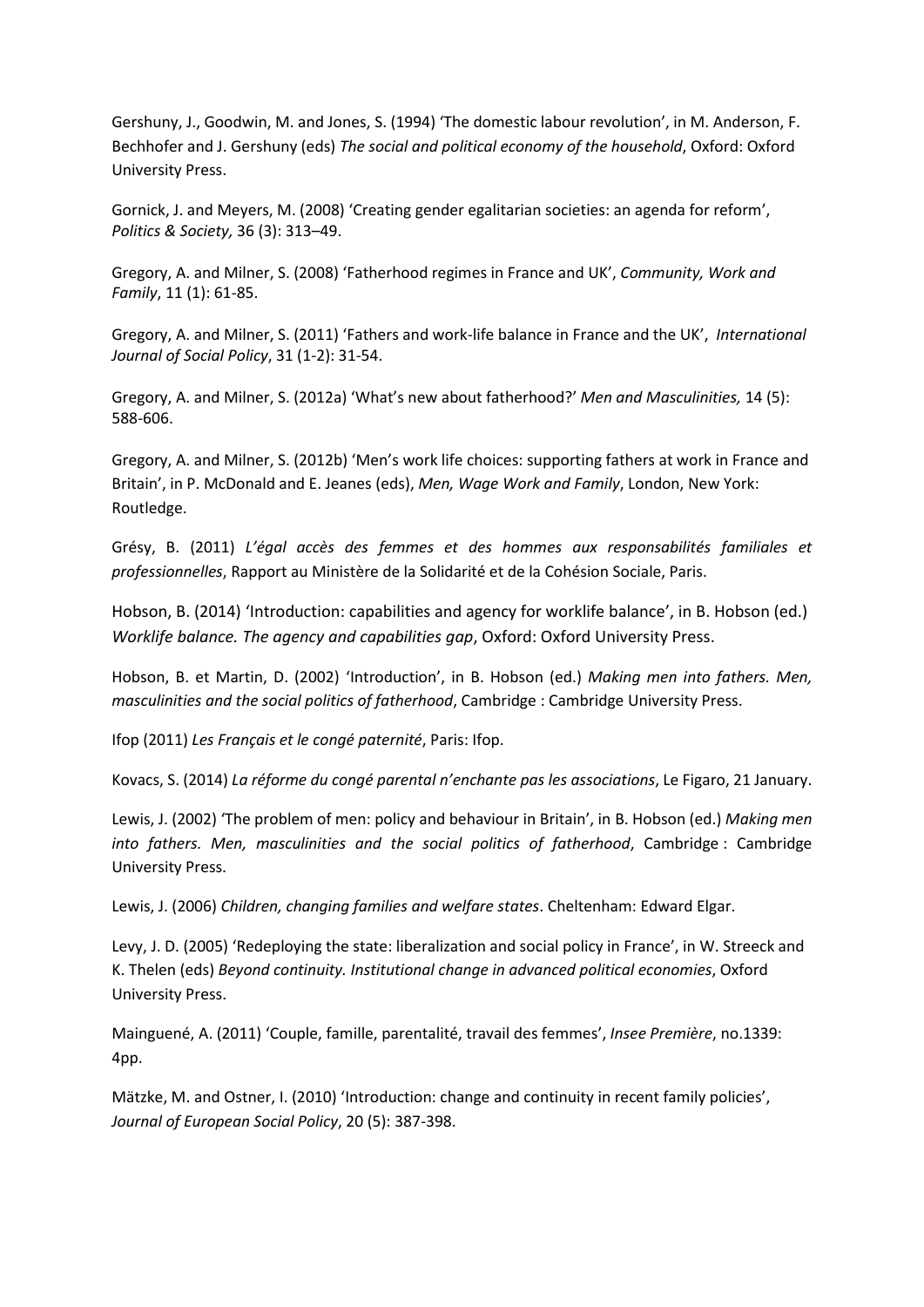Gershuny, J., Goodwin, M. and Jones, S. (1994) 'The domestic labour revolution', in M. Anderson, F. Bechhofer and J. Gershuny (eds) *The social and political economy of the household*, Oxford: Oxford University Press.

Gornick, J. and Meyers, M. (2008) 'Creating gender egalitarian societies: an agenda for reform', *Politics & Society,* 36 (3): 313–49.

Gregory, A. and Milner, S. (2008) 'Fatherhood regimes in France and UK', *Community, Work and Family*, 11 (1): 61-85.

Gregory, A. and Milner, S. (2011) 'Fathers and work-life balance in France and the UK', *International Journal of Social Policy*, 31 (1-2): 31-54.

Gregory, A. and Milner, S. (2012a) 'What's new about fatherhood?' *Men and Masculinities,* 14 (5): 588-606.

Gregory, A. and Milner, S. (2012b) 'Men's work life choices: supporting fathers at work in France and Britain', in P. McDonald and E. Jeanes (eds), *Men, Wage Work and Family*, London, New York: Routledge.

Grésy, B. (2011) *L'égal accès des femmes et des hommes aux responsabilités familiales et professionnelles*, Rapport au Ministère de la Solidarité et de la Cohésion Sociale, Paris.

Hobson, B. (2014) 'Introduction: capabilities and agency for worklife balance', in B. Hobson (ed.) *Worklife balance. The agency and capabilities gap*, Oxford: Oxford University Press.

Hobson, B. et Martin, D. (2002) 'Introduction', in B. Hobson (ed.) *Making men into fathers. Men, masculinities and the social politics of fatherhood*, Cambridge : Cambridge University Press.

Ifop (2011) *Les Français et le congé paternité*, Paris: Ifop.

Kovacs, S. (2014) *La réforme du congé parental n'enchante pas les associations*, Le Figaro, 21 January.

Lewis, J. (2002) 'The problem of men: policy and behaviour in Britain', in B. Hobson (ed.) *Making men into fathers. Men, masculinities and the social politics of fatherhood*, Cambridge : Cambridge University Press.

Lewis, J. (2006) *Children, changing families and welfare states*. Cheltenham: Edward Elgar.

Levy, J. D. (2005) 'Redeploying the state: liberalization and social policy in France', in W. Streeck and K. Thelen (eds) *Beyond continuity. Institutional change in advanced political economies*, Oxford University Press.

Mainguené, A. (2011) 'Couple, famille, parentalité, travail des femmes', *Insee Première*, no.1339: 4pp.

Mätzke, M. and Ostner, I. (2010) 'Introduction: change and continuity in recent family policies', *Journal of European Social Policy*, 20 (5): 387-398.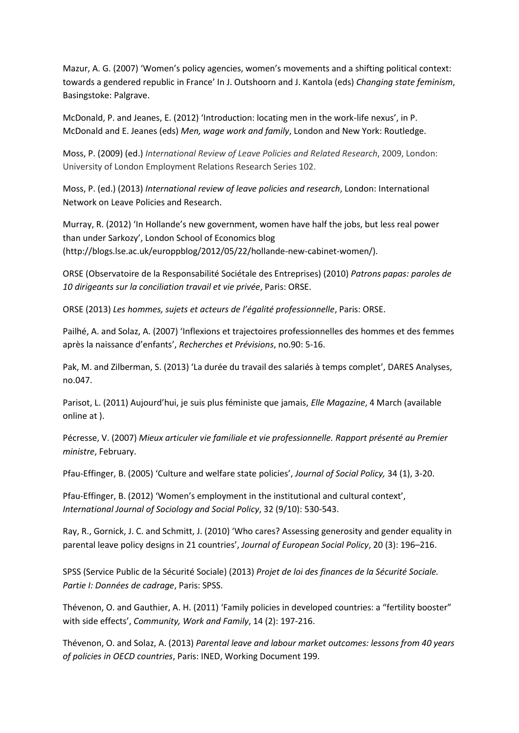Mazur, A. G. (2007) 'Women's policy agencies, women's movements and a shifting political context: towards a gendered republic in France' In J. Outshoorn and J. Kantola (eds) *Changing state feminism*, Basingstoke: Palgrave.

McDonald, P. and Jeanes, E. (2012) 'Introduction: locating men in the work-life nexus', in P. McDonald and E. Jeanes (eds) *Men, wage work and family*, London and New York: Routledge.

Moss, P. (2009) (ed.) *International Review of Leave Policies and Related Research*, 2009, London: University of London Employment Relations Research Series 102.

Moss, P. (ed.) (2013) *International review of leave policies and research*, London: International Network on Leave Policies and Research.

Murray, R. (2012) 'In Hollande's new government, women have half the jobs, but less real power than under Sarkozy', London School of Economics blog (http://blogs.lse.ac.uk/europpblog/2012/05/22/hollande-new-cabinet-women/).

ORSE (Observatoire de la Responsabilité Sociétale des Entreprises) (2010) *Patrons papas: paroles de 10 dirigeants sur la conciliation travail et vie privée*, Paris: ORSE.

ORSE (2013) *Les hommes, sujets et acteurs de l'égalité professionnelle*, Paris: ORSE.

Pailhé, A. and Solaz, A. (2007) 'Inflexions et trajectoires professionnelles des hommes et des femmes après la naissance d'enfants', *Recherches et Prévisions*, no.90: 5-16.

Pak, M. and Zilberman, S. (2013) 'La durée du travail des salariés à temps complet', DARES Analyses, no.047.

Parisot, L. (2011) Aujourd'hui, je suis plus féministe que jamais, *Elle Magazine*, 4 March (available online at ).

Pécresse, V. (2007) *Mieux articuler vie familiale et vie professionnelle. Rapport présenté au Premier ministre*, February.

Pfau-Effinger, B. (2005) 'Culture and welfare state policies', *Journal of Social Policy,* 34 (1), 3-20.

Pfau-Effinger, B. (2012) 'Women's employment in the institutional and cultural context', *International Journal of Sociology and Social Policy*, 32 (9/10): 530-543.

Ray, R., Gornick, J. C. and Schmitt, J. (2010) 'Who cares? Assessing generosity and gender equality in parental leave policy designs in 21 countries', *Journal of European Social Policy*, 20 (3): 196–216.

SPSS (Service Public de la Sécurité Sociale) (2013) *Projet de loi des finances de la Sécurité Sociale. Partie I: Données de cadrage*, Paris: SPSS.

Thévenon, O. and Gauthier, A. H. (2011) 'Family policies in developed countries: a "fertility booster" with side effects', *Community, Work and Family*, 14 (2): 197-216.

Thévenon, O. and Solaz, A. (2013) *Parental leave and labour market outcomes: lessons from 40 years of policies in OECD countries*, Paris: INED, Working Document 199.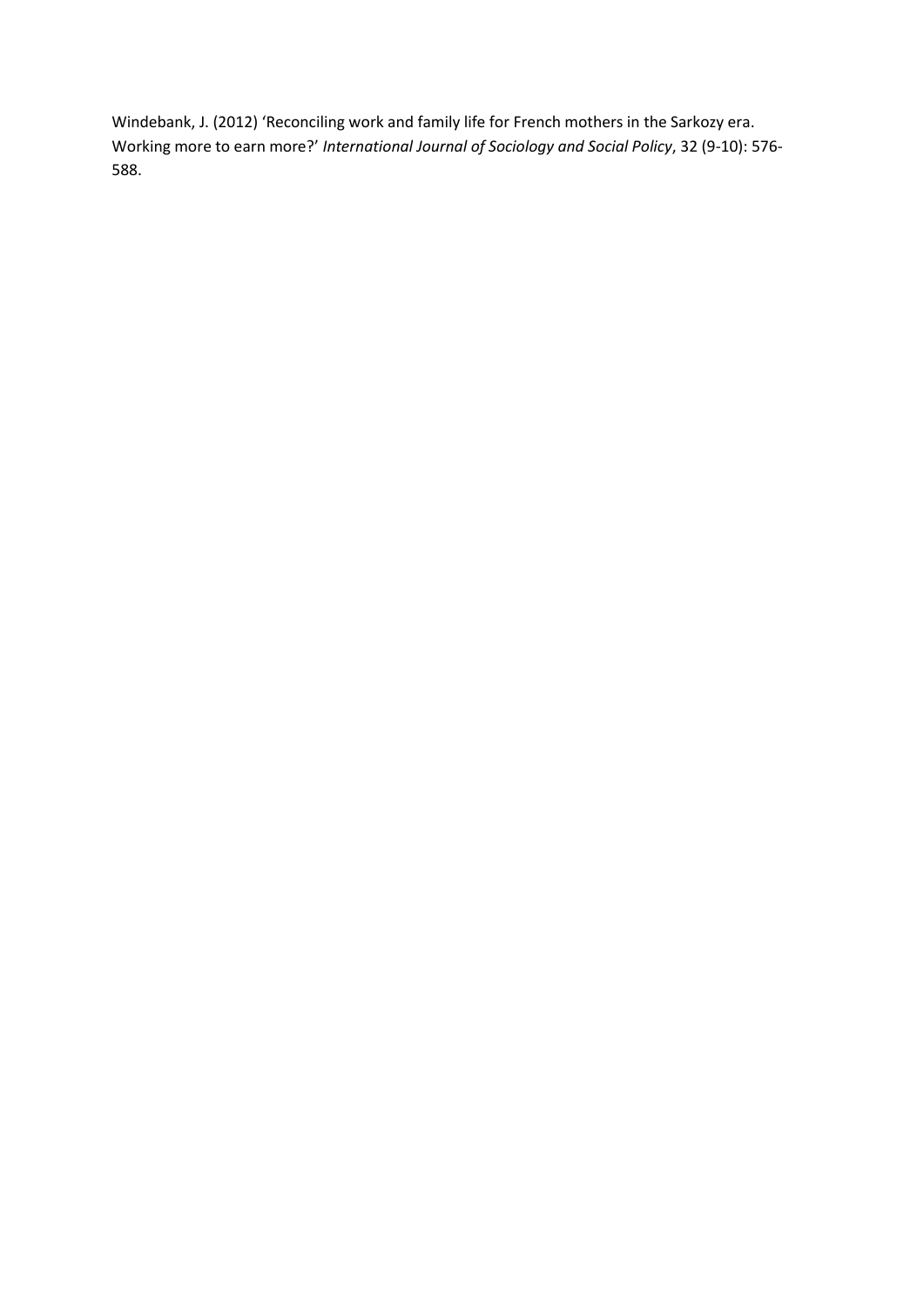Windebank, J. (2012) 'Reconciling work and family life for French mothers in the Sarkozy era. Working more to earn more?' *International Journal of Sociology and Social Policy*, 32 (9-10): 576-588.